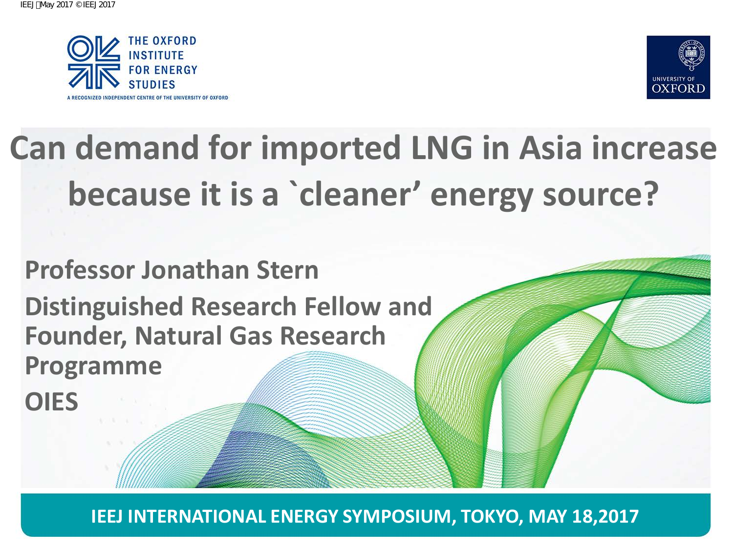THE OXFORD INSTITUTE FOR ENERGY STUDIES

A RECOGNIZED INDEPENDENT CENTRE OF THE UNIVERSITY OF OXFORD

UNIVERSITY OF OXFORD

# Can demand for imported LNG in Asia increase because it is a `cleaner' energy source?

**Professor Jonathan Stern**

**Distinguished Research Fellow and Founder, Natural Gas Research Programme**

**OIES**

**IEEJ INTERNATIONAL ENERGY SYMPOSIUM, TOKYO, MAY 18,2017**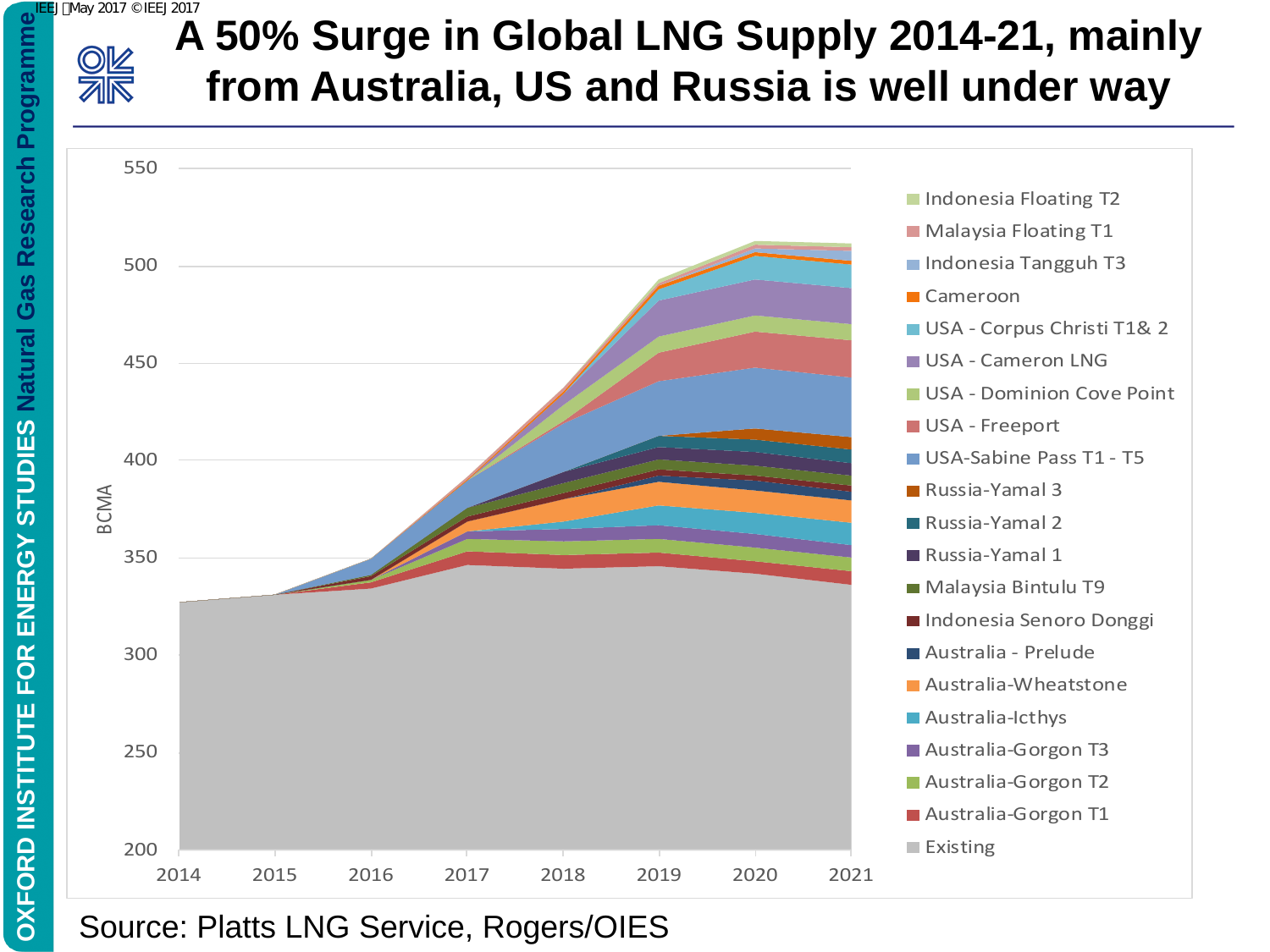# A 50% Surge in Global LNG Supply 2014-21, mainly from Australia, US and Russia is well under way

BCMA

550, 500, 450, 400, 350, 300, 250, 200

2014, 2015, 2016, 2017, 2018, 2019, 2020, 2021

- Indonesia Floating T2
- Malaysia Floating T1
- Indonesia Tangguh T3
- Cameroon
- USA - Corpus Christi T1& 2
- USA - Cameron LNG
- USA - Dominion Cove Point
- USA - Freeport
- USA-Sabine Pass T1 - T5
- Russia-Yamal 3
- Russia-Yamal 2
- Russia-Yamal 1
- Malaysia Bintulu T9
- Indonesia Senoro Donggi
- Australia - Prelude
- Australia-Wheatstone
- Australia-Icthys
- Australia-Gorgon T3
- Australia-Gorgon T2
- Australia-Gorgon T1
- Existing

Source: Platts LNG Service, Rogers/OIES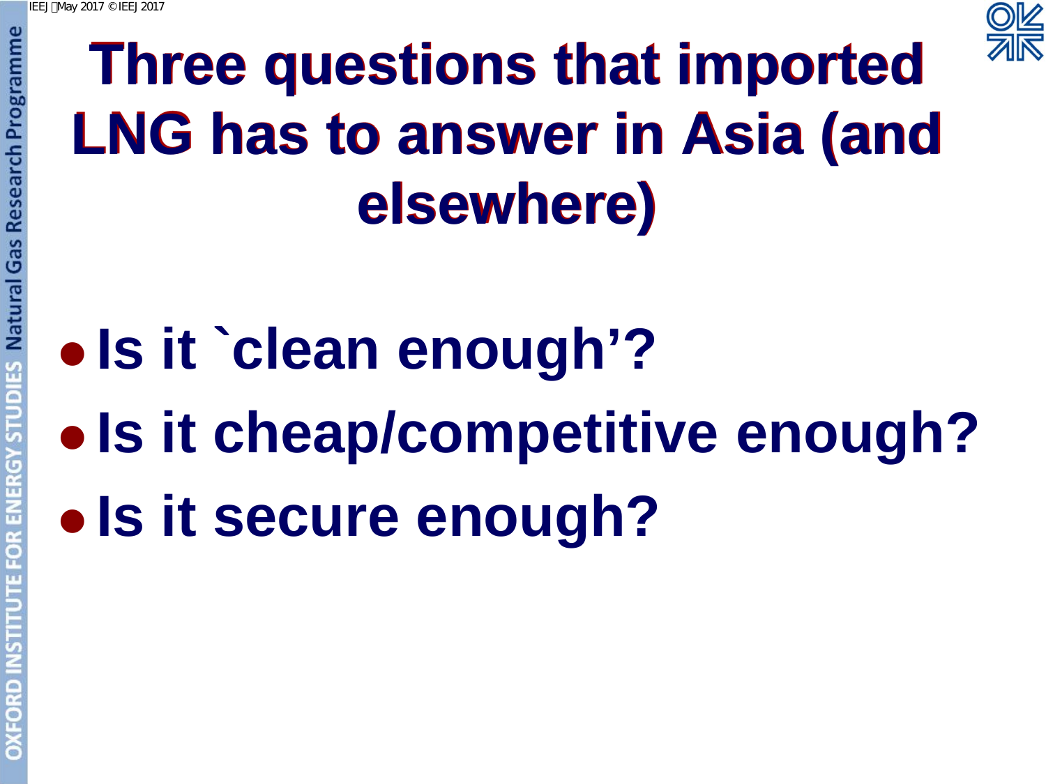# Three questions that imported LNG has to answer in Asia (and elsewhere)

- Is it `clean enough'?
- Is it cheap/competitive enough?
- Is it secure enough?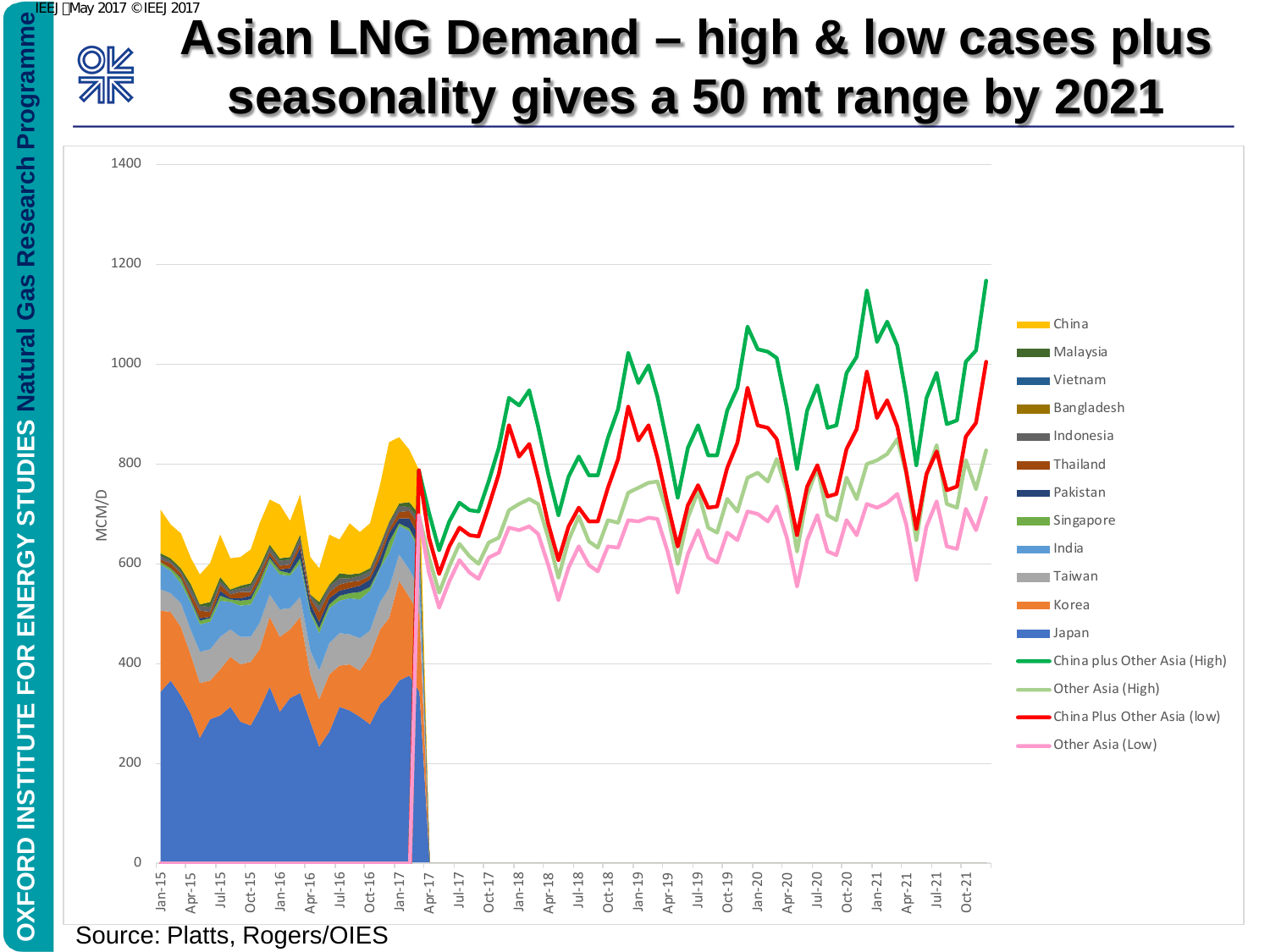# Asian LNG Demand – high & low cases plus seasonality gives a 50 mt range by 2021

MCM/D

China
Malaysia
Vietnam
Bangladesh
Indonesia
Thailand
Pakistan
Singapore
India
Taiwan
Korea
Japan
China plus Other Asia (High)
Other Asia (High)
China Plus Other Asia (low)
Other Asia (Low)

Source: Platts, Rogers/OIES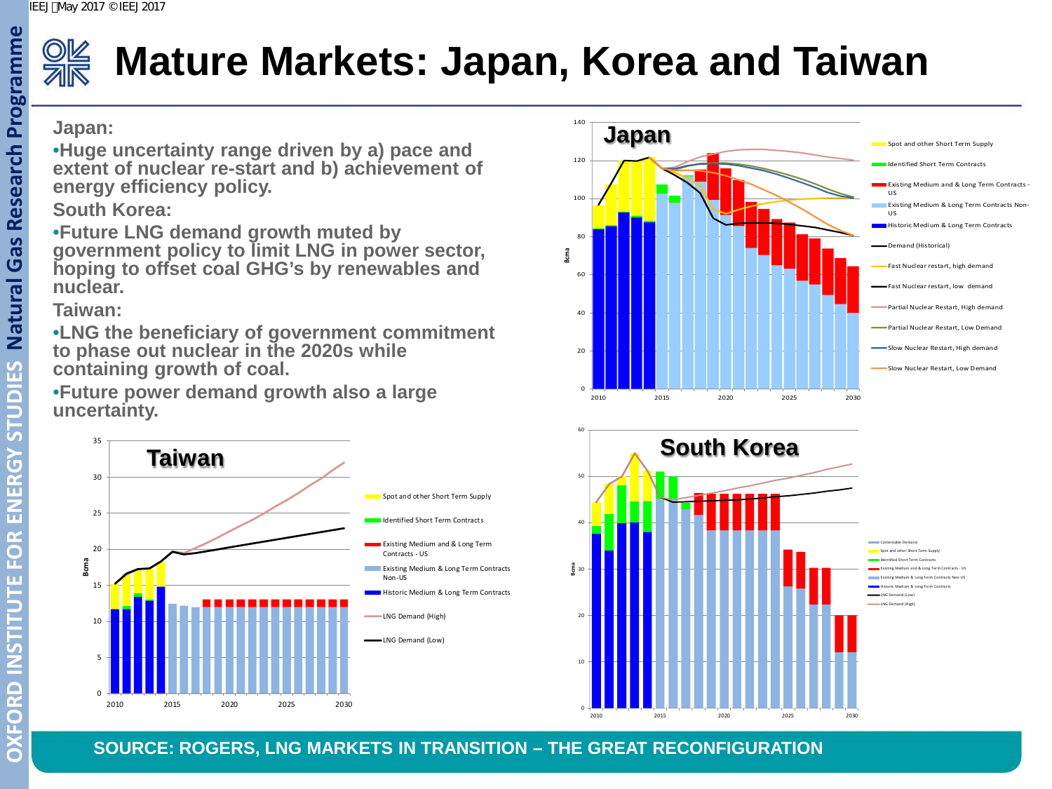# Mature Markets: Japan, Korea and Taiwan

**Japan:**

- **Huge uncertainty range driven by a) pace and extent of nuclear re-start and b) achievement of energy efficiency policy.**

**South Korea:**

- **Future LNG demand growth muted by government policy to limit LNG in power sector, hoping to offset coal GHG's by renewables and nuclear.**

**Taiwan:**

- **LNG the beneficiary of government commitment to phase out nuclear in the 2020s while containing growth of coal.**
- **Future power demand growth also a large uncertainty.**

**Japan** (Bcma, 2010–2030)

Legend: Spot and other Short Term Supply; Identified Short Term Contracts; Existing Medium and Long Term Contracts - US; Existing Medium & Long Term Contracts Non-US; Historic Medium & Long Term Contracts; Demand (Historical); Fast Nuclear restart, high demand; Fast Nuclear restart, low demand; Partial Nuclear Restart, High demand; Partial Nuclear Restart, Low Demand; Slow Nuclear Restart, High demand; Slow Nuclear Restart, Low Demand

**Taiwan** (Bcma, 2010–2030)

Legend: Spot and other Short Term Supply; Identified Short Term Contracts; Existing Medium and Long Term Contracts - US; Existing Medium & Long Term Contracts Non-US; Historic Medium & Long Term Contracts; LNG Demand (High); LNG Demand (Low)

**South Korea** (Bcma, 2010–2030)

Legend: Contestable Demand; Spot and other Short Term Supply; Identified Short Term Contracts; Existing Medium and Long Term Contracts - US; Existing Medium & Long Term Contracts Non-US; Historic Medium & Long Term Contracts; LNG Demand (Low); LNG Demand (High)

SOURCE: ROGERS, LNG MARKETS IN TRANSITION – THE GREAT RECONFIGURATION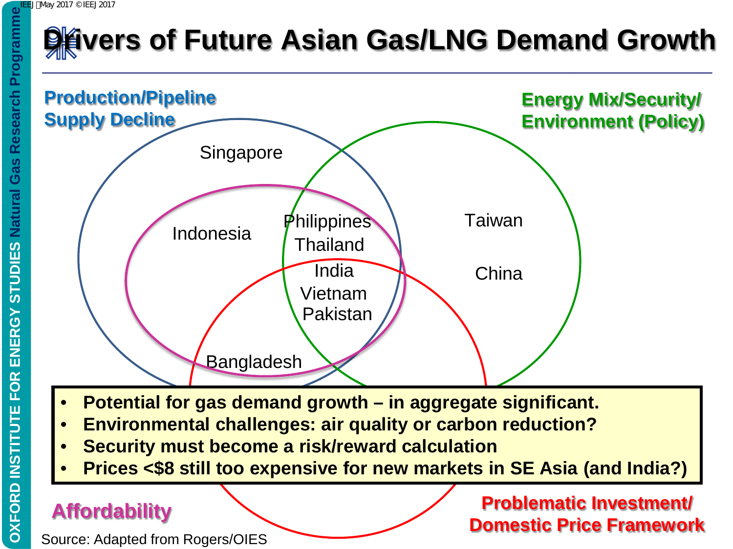# Drivers of Future Asian Gas/LNG Demand Growth

**Production/Pipeline Supply Decline**

**Energy Mix/Security/ Environment (Policy)**

Singapore

Indonesia

Philippines
Thailand
India
Vietnam
Pakistan

Taiwan

China

Bangladesh

- **Potential for gas demand growth – in aggregate significant.**
- **Environmental challenges: air quality or carbon reduction?**
- **Security must become a risk/reward calculation**
- **Prices <$8 still too expensive for new markets in SE Asia (and India?)**

**Affordability**

**Problematic Investment/ Domestic Price Framework**

Source: Adapted from Rogers/OIES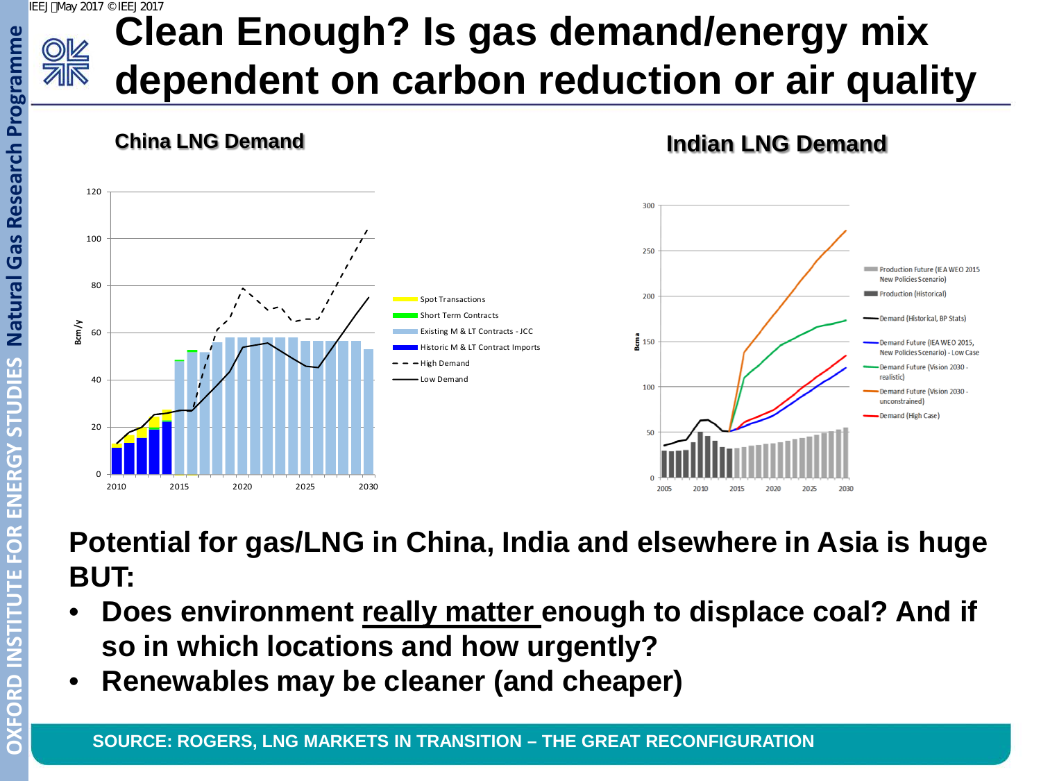# Clean Enough? Is gas demand/energy mix dependent on carbon reduction or air quality

**China LNG Demand**

**Indian LNG Demand**

**Potential for gas/LNG in China, India and elsewhere in Asia is huge BUT:**

- **Does environment really matter enough to displace coal? And if so in which locations and how urgently?**
- **Renewables may be cleaner (and cheaper)**

**SOURCE: ROGERS, LNG MARKETS IN TRANSITION – THE GREAT RECONFIGURATION**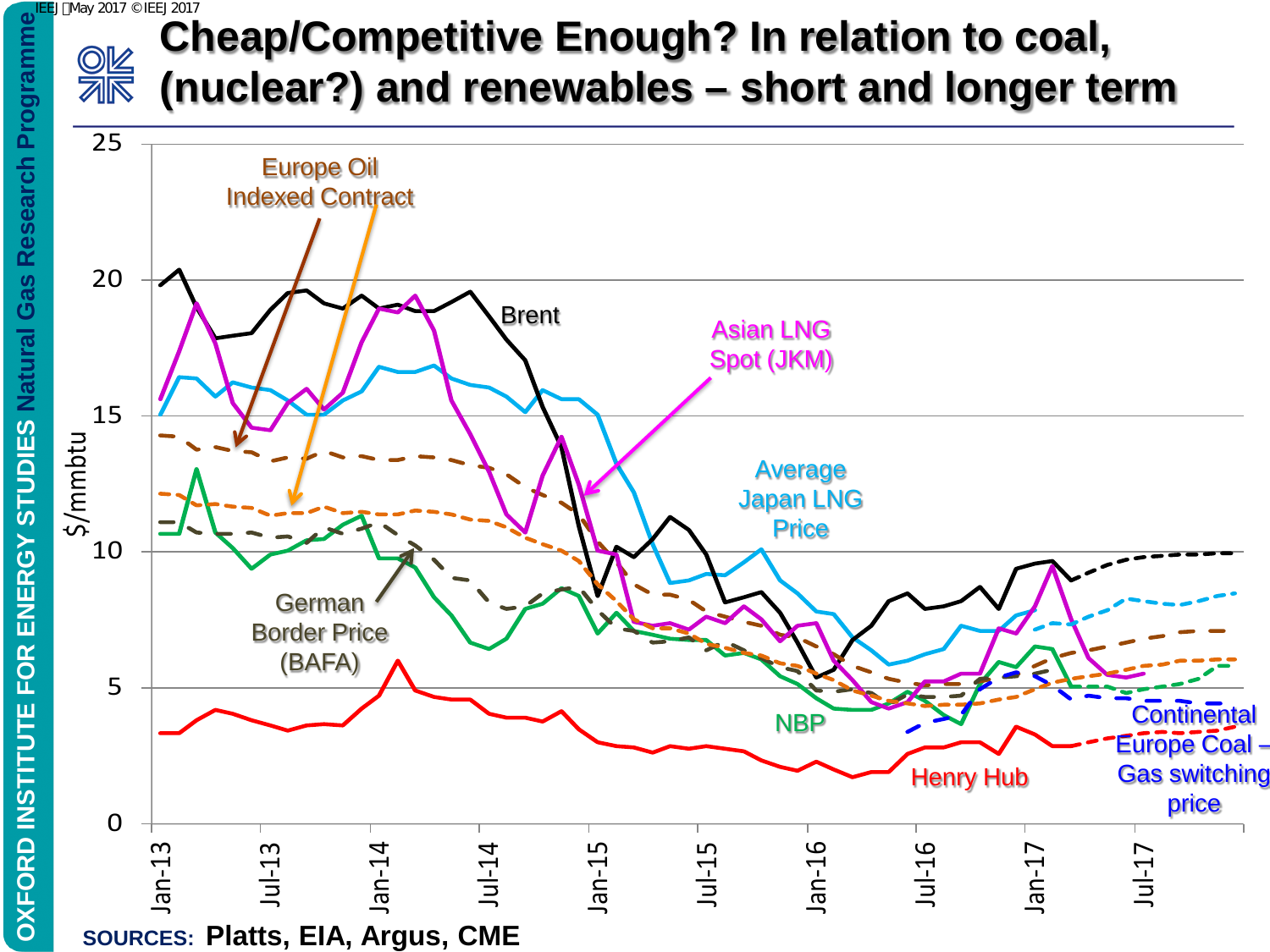# Cheap/Competitive Enough? In relation to coal, (nuclear?) and renewables – short and longer term

Europe Oil Indexed Contract

Brent

Asian LNG Spot (JKM)

Average Japan LNG Price

German Border Price (BAFA)

NBP

Henry Hub

Continental Europe Coal – Gas switching price

$/mmbtu

**SOURCES:** Platts, EIA, Argus, CME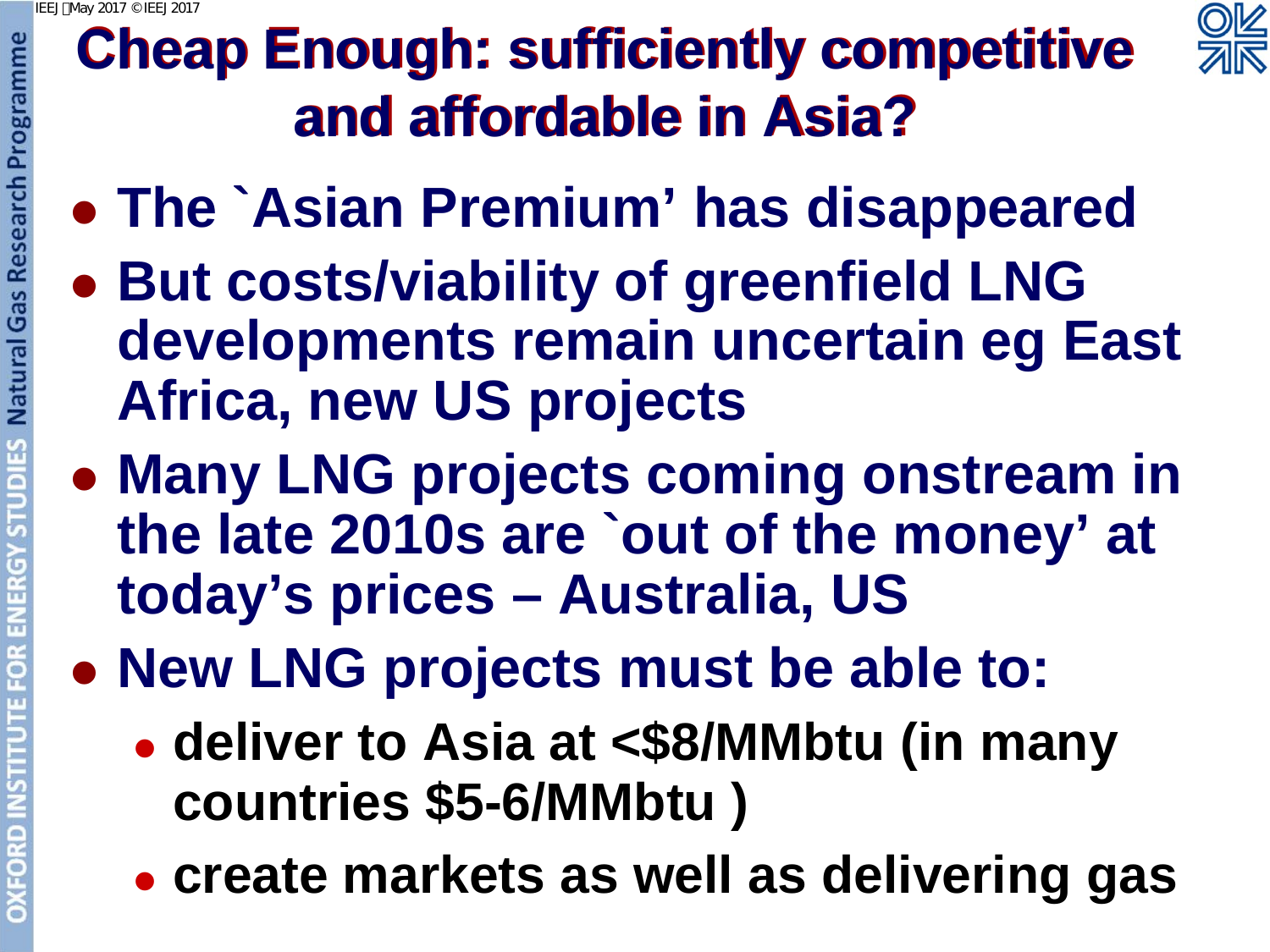# Cheap Enough: sufficiently competitive and affordable in Asia?

- **The `Asian Premium' has disappeared**
- **But costs/viability of greenfield LNG developments remain uncertain eg East Africa, new US projects**
- **Many LNG projects coming onstream in the late 2010s are `out of the money' at today's prices – Australia, US**
- **New LNG projects must be able to:**
  - **deliver to Asia at <$8/MMbtu (in many countries $5-6/MMbtu )**
  - **create markets as well as delivering gas**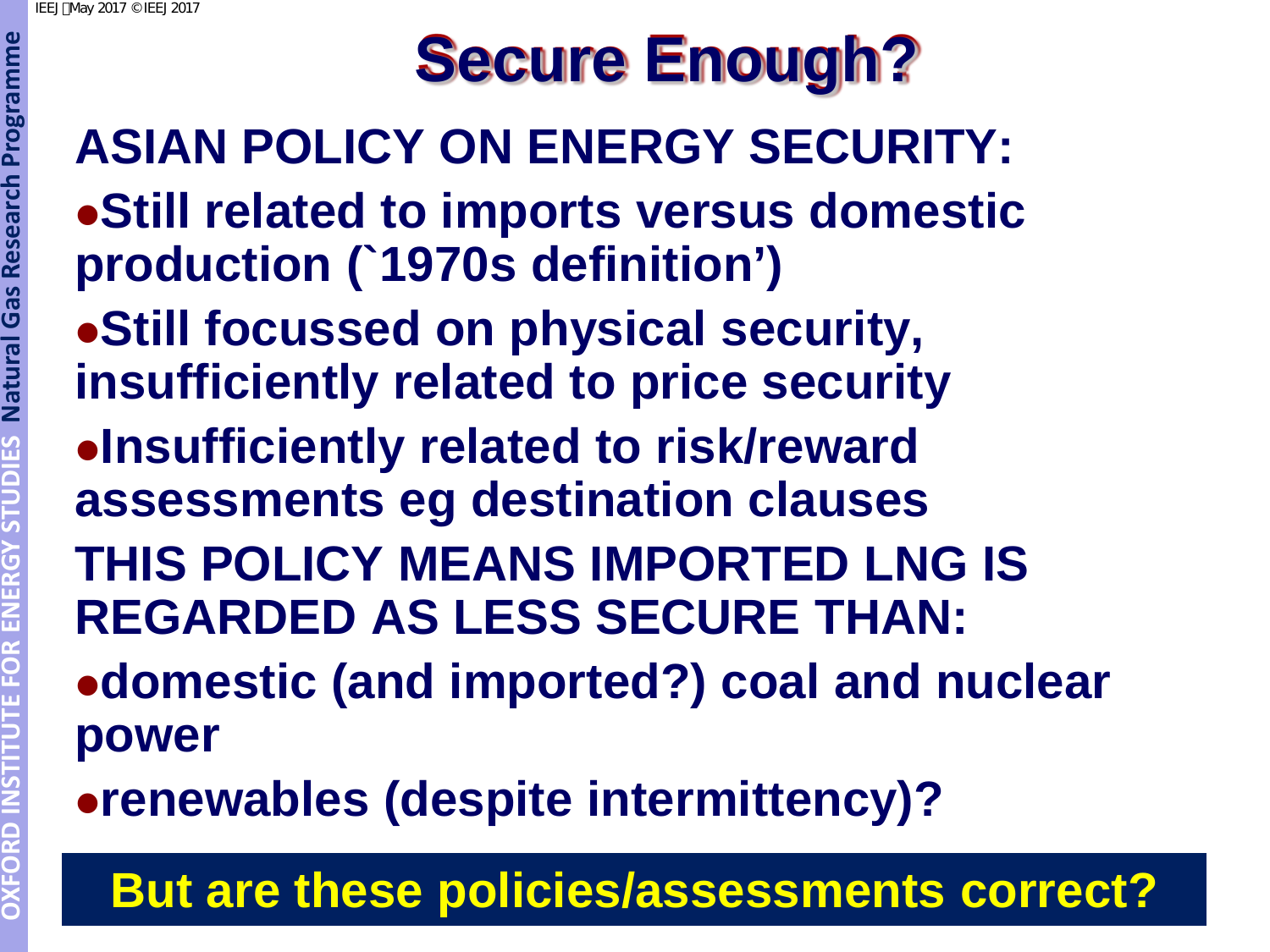# Secure Enough?

**ASIAN POLICY ON ENERGY SECURITY:**

- **Still related to imports versus domestic production (`1970s definition')**
- **Still focussed on physical security, insufficiently related to price security**
- **Insufficiently related to risk/reward assessments eg destination clauses**

**THIS POLICY MEANS IMPORTED LNG IS REGARDED AS LESS SECURE THAN:**

- **domestic (and imported?) coal and nuclear power**
- **renewables (despite intermittency)?**

**But are these policies/assessments correct?**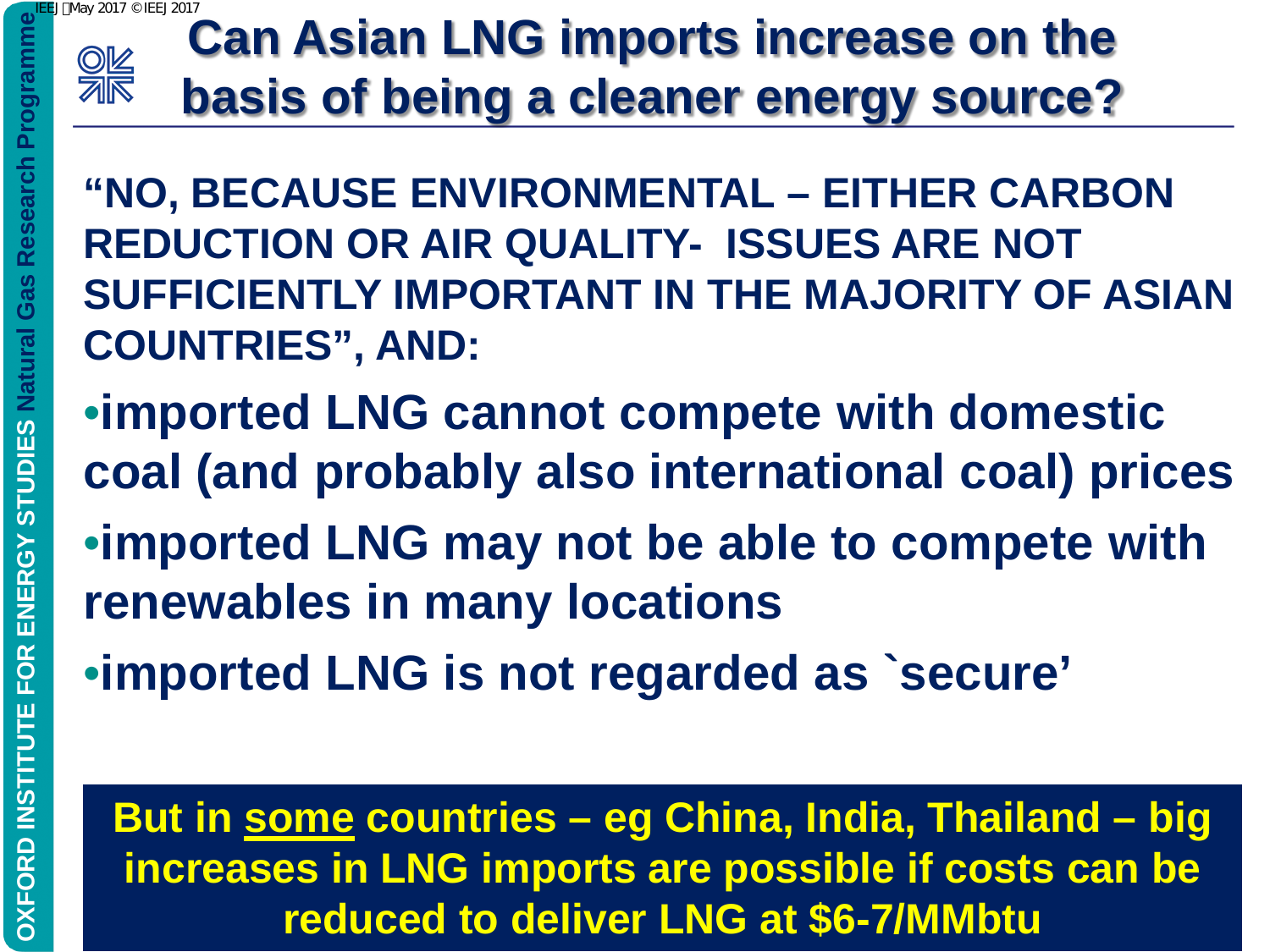# Can Asian LNG imports increase on the basis of being a cleaner energy source?

**"NO, BECAUSE ENVIRONMENTAL – EITHER CARBON REDUCTION OR AIR QUALITY- ISSUES ARE NOT SUFFICIENTLY IMPORTANT IN THE MAJORITY OF ASIAN COUNTRIES", AND:**

- **imported LNG cannot compete with domestic coal (and probably also international coal) prices**
- **imported LNG may not be able to compete with renewables in many locations**
- **imported LNG is not regarded as `secure'**

**But in some countries – eg China, India, Thailand – big increases in LNG imports are possible if costs can be reduced to deliver LNG at $6-7/MMbtu**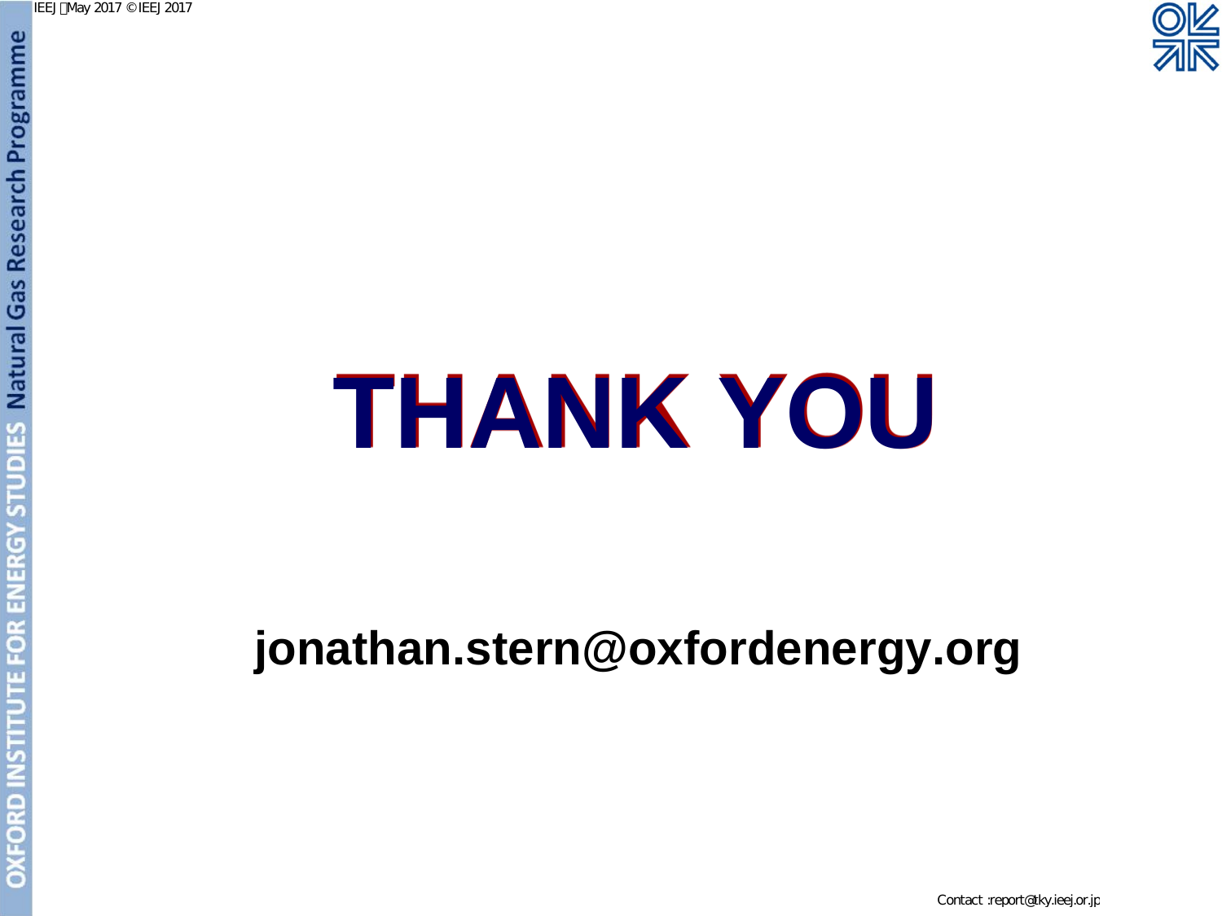# THANK YOU

**jonathan.stern@oxfordenergy.org**